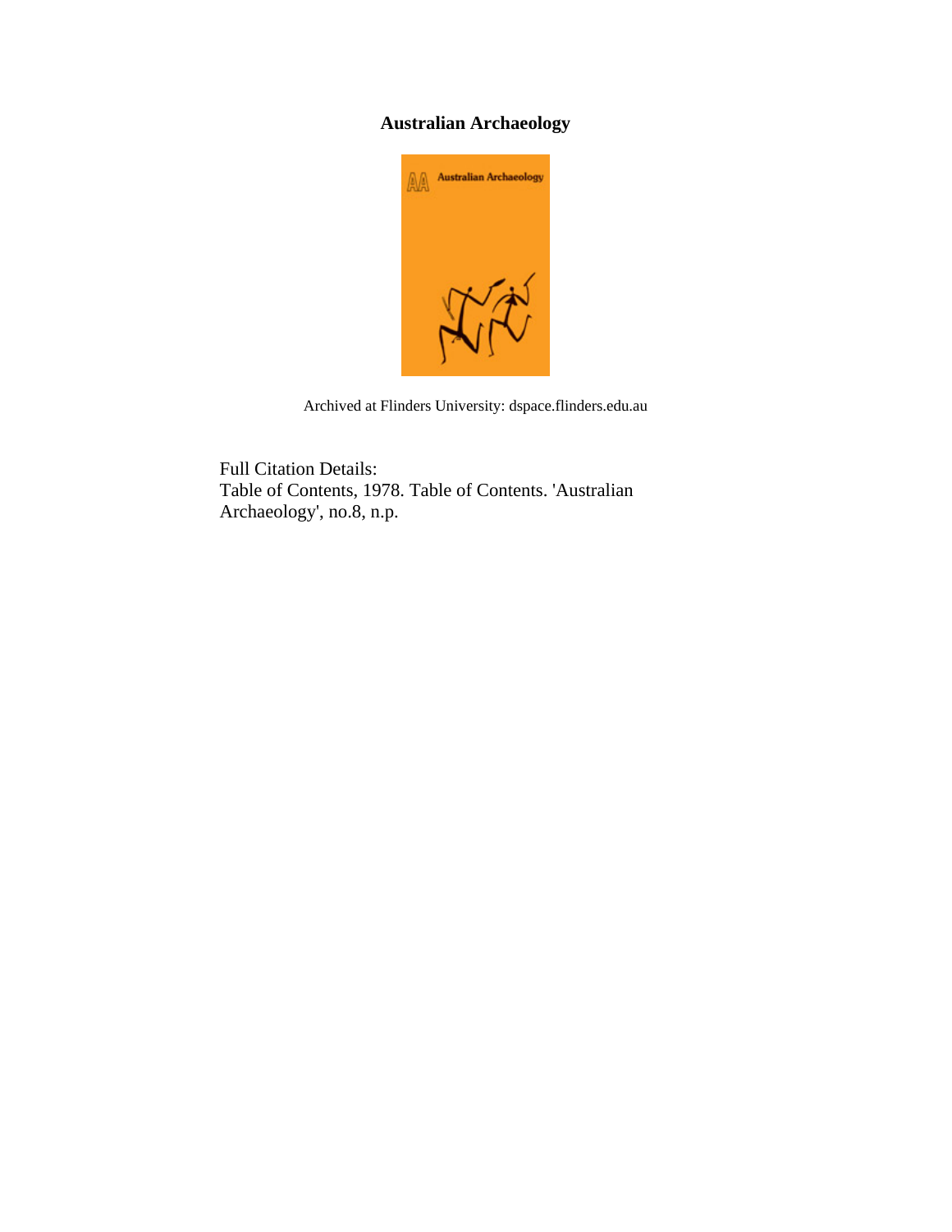# Australian Archaeology

Archived at Flinders University: dspace.flinders.edu.au

Full Citation Details:
Table of Contents, 1978. Table of Contents. 'Australian Archaeology', no.8, n.p.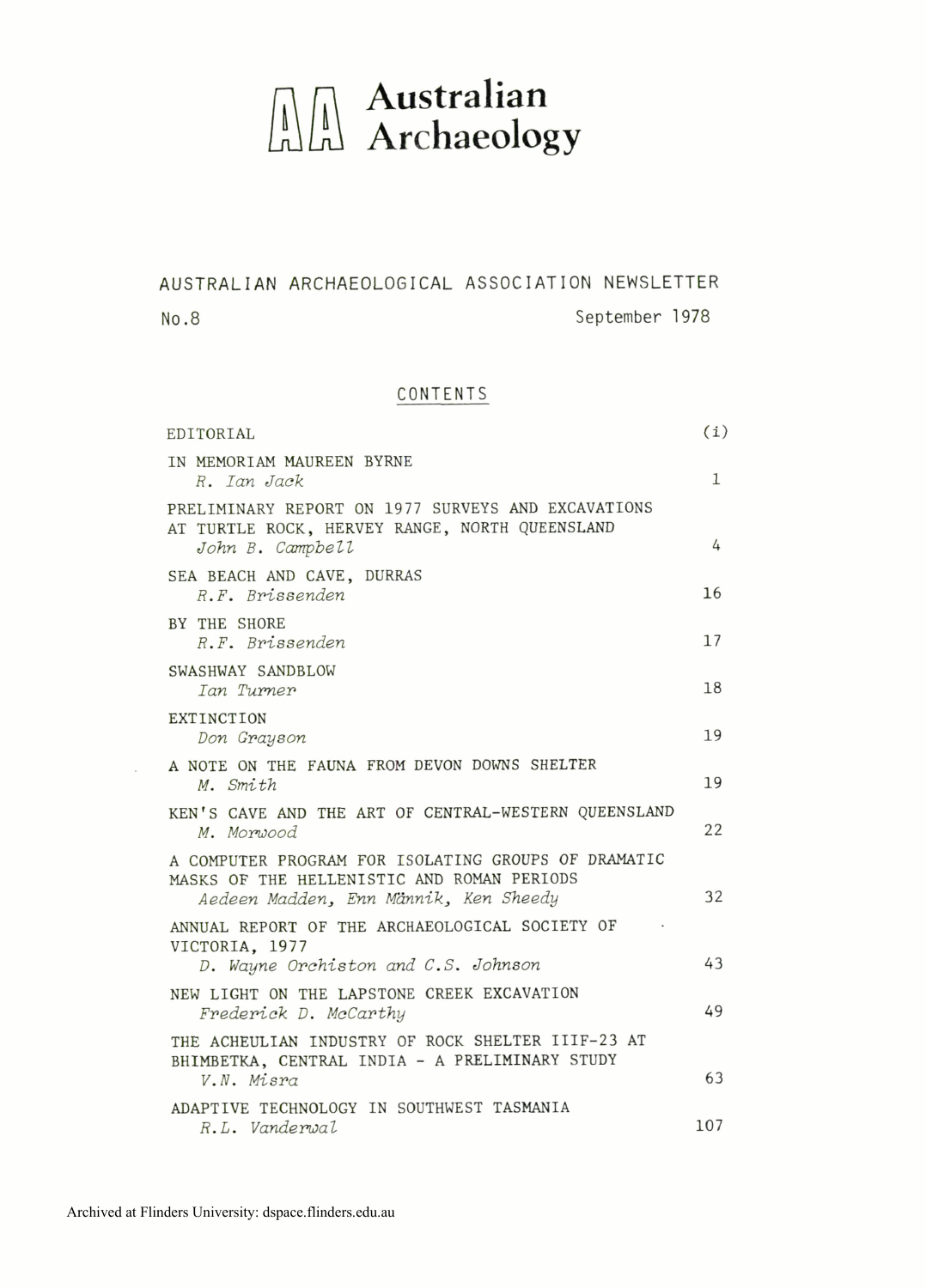# Australian Archaeology

AUSTRALIAN ARCHAEOLOGICAL ASSOCIATION NEWSLETTER

No.8 September 1978

## CONTENTS

| | |
|---|---|
| EDITORIAL | (i) |
| IN MEMORIAM MAUREEN BYRNE<br>*R. Ian Jack* | 1 |
| PRELIMINARY REPORT ON 1977 SURVEYS AND EXCAVATIONS AT TURTLE ROCK, HERVEY RANGE, NORTH QUEENSLAND<br>*John B. Campbell* | 4 |
| SEA BEACH AND CAVE, DURRAS<br>*R.F. Brissenden* | 16 |
| BY THE SHORE<br>*R.F. Brissenden* | 17 |
| SWASHWAY SANDBLOW<br>*Ian Turner* | 18 |
| EXTINCTION<br>*Don Grayson* | 19 |
| A NOTE ON THE FAUNA FROM DEVON DOWNS SHELTER<br>*M. Smith* | 19 |
| KEN'S CAVE AND THE ART OF CENTRAL-WESTERN QUEENSLAND<br>*M. Morwood* | 22 |
| A COMPUTER PROGRAM FOR ISOLATING GROUPS OF DRAMATIC MASKS OF THE HELLENISTIC AND ROMAN PERIODS<br>*Aedeen Madden, Enn Männik, Ken Sheedy* | 32 |
| ANNUAL REPORT OF THE ARCHAEOLOGICAL SOCIETY OF VICTORIA, 1977<br>*D. Wayne Orchiston and C.S. Johnson* | 43 |
| NEW LIGHT ON THE LAPSTONE CREEK EXCAVATION<br>*Frederick D. McCarthy* | 49 |
| THE ACHEULIAN INDUSTRY OF ROCK SHELTER IIIF-23 AT BHIMBETKA, CENTRAL INDIA - A PRELIMINARY STUDY<br>*V.N. Misra* | 63 |
| ADAPTIVE TECHNOLOGY IN SOUTHWEST TASMANIA<br>*R.L. Vanderwal* | 107 |

Archived at Flinders University: dspace.flinders.edu.au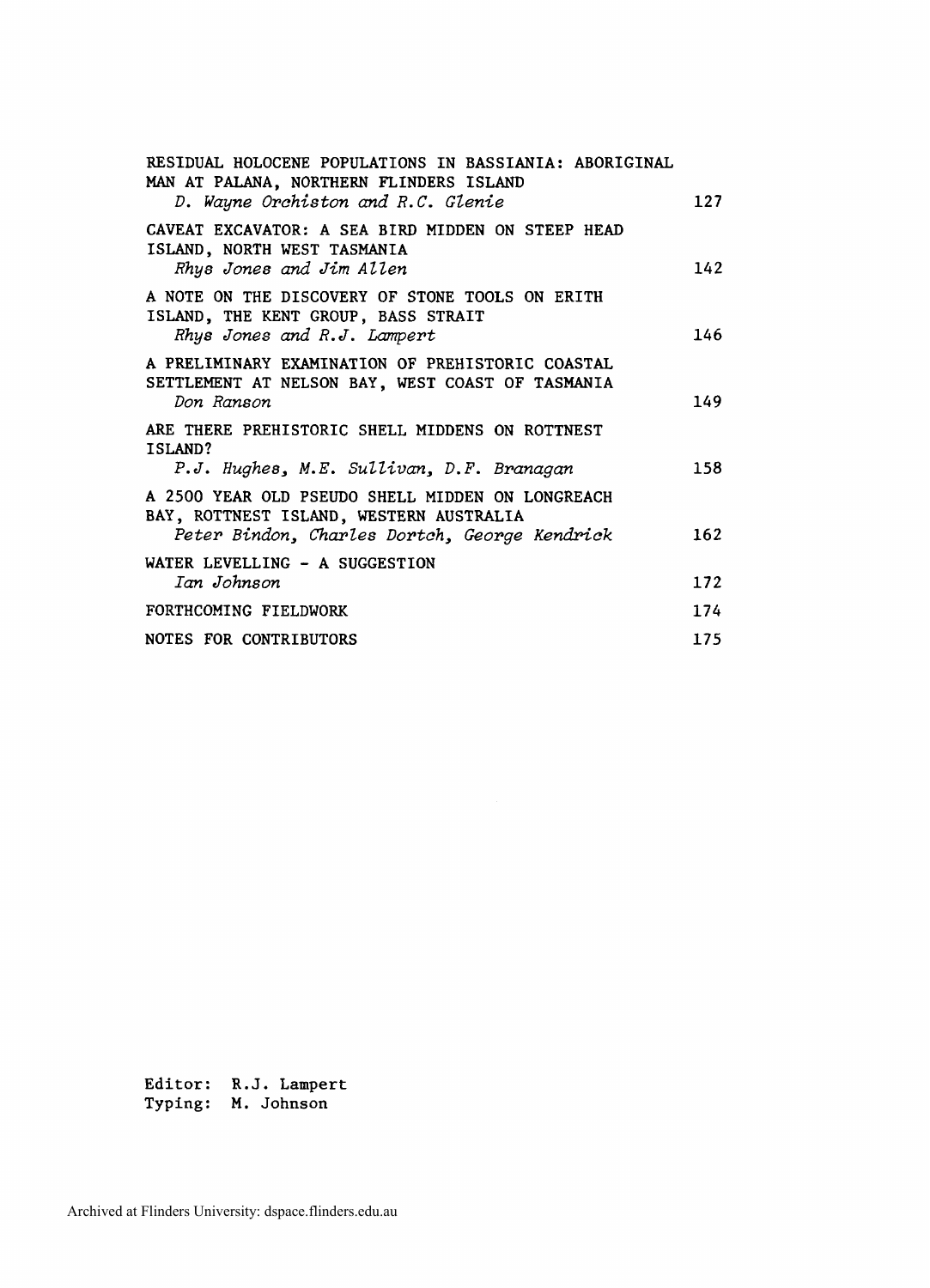| | |
|---|---|
| RESIDUAL HOLOCENE POPULATIONS IN BASSIANIA: ABORIGINAL MAN AT PALANA, NORTHERN FLINDERS ISLAND<br>*D. Wayne Orchiston and R.C. Glenie* | 127 |
| CAVEAT EXCAVATOR: A SEA BIRD MIDDEN ON STEEP HEAD ISLAND, NORTH WEST TASMANIA<br>*Rhys Jones and Jim Allen* | 142 |
| A NOTE ON THE DISCOVERY OF STONE TOOLS ON ERITH ISLAND, THE KENT GROUP, BASS STRAIT<br>*Rhys Jones and R.J. Lampert* | 146 |
| A PRELIMINARY EXAMINATION OF PREHISTORIC COASTAL SETTLEMENT AT NELSON BAY, WEST COAST OF TASMANIA<br>*Don Ranson* | 149 |
| ARE THERE PREHISTORIC SHELL MIDDENS ON ROTTNEST ISLAND?<br>*P.J. Hughes, M.E. Sullivan, D.F. Branagan* | 158 |
| A 2500 YEAR OLD PSEUDO SHELL MIDDEN ON LONGREACH BAY, ROTTNEST ISLAND, WESTERN AUSTRALIA<br>*Peter Bindon, Charles Dortch, George Kendrick* | 162 |
| WATER LEVELLING - A SUGGESTION<br>*Ian Johnson* | 172 |
| FORTHCOMING FIELDWORK | 174 |
| NOTES FOR CONTRIBUTORS | 175 |

Editor: R.J. Lampert
Typing: M. Johnson

Archived at Flinders University: dspace.flinders.edu.au